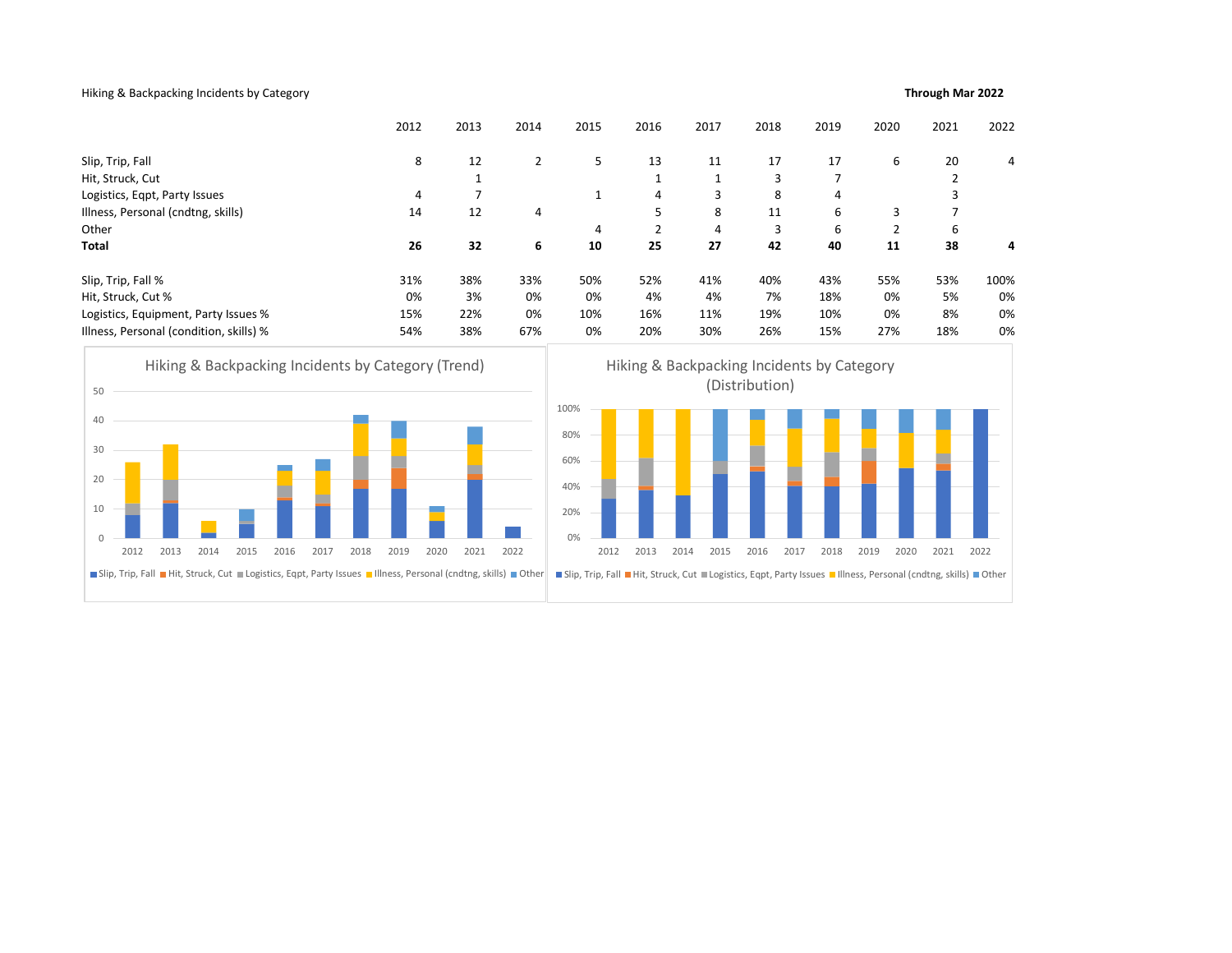Hiking & Backpacking Incidents by Category

**Through Mar 2022**

| | 2012 | 2013 | 2014 | 2015 | 2016 | 2017 | 2018 | 2019 | 2020 | 2021 | 2022 |
|---|---|---|---|---|---|---|---|---|---|---|---|
| Slip, Trip, Fall | 8 | 12 | 2 | 5 | 13 | 11 | 17 | 17 | 6 | 20 | 4 |
| Hit, Struck, Cut | | 1 | | | 1 | 1 | 3 | 7 | | 2 | |
| Logistics, Eqpt, Party Issues | 4 | 7 | | 1 | 4 | 3 | 8 | 4 | | 3 | |
| Illness, Personal (cndtng, skills) | 14 | 12 | 4 | | 5 | 8 | 11 | 6 | 3 | 7 | |
| Other | | | | 4 | 2 | 4 | 3 | 6 | 2 | 6 | |
| **Total** | **26** | **32** | **6** | **10** | **25** | **27** | **42** | **40** | **11** | **38** | **4** |
| | | | | | | | | | | | |
| Slip, Trip, Fall % | 31% | 38% | 33% | 50% | 52% | 41% | 40% | 43% | 55% | 53% | 100% |
| Hit, Struck, Cut % | 0% | 3% | 0% | 0% | 4% | 4% | 7% | 18% | 0% | 5% | 0% |
| Logistics, Equipment, Party Issues % | 15% | 22% | 0% | 10% | 16% | 11% | 19% | 10% | 0% | 8% | 0% |
| Illness, Personal (condition, skills) % | 54% | 38% | 67% | 0% | 20% | 30% | 26% | 15% | 27% | 18% | 0% |

Hiking & Backpacking Incidents by Category (Trend)

0
10
20
30
40
50

2012 2013 2014 2015 2016 2017 2018 2019 2020 2021 2022

Slip, Trip, Fall | Hit, Struck, Cut | Logistics, Eqpt, Party Issues | Illness, Personal (cndtng, skills) | Other

Hiking & Backpacking Incidents by Category (Distribution)

0%
20%
40%
60%
80%
100%

2012 2013 2014 2015 2016 2017 2018 2019 2020 2021 2022

Slip, Trip, Fall | Hit, Struck, Cut | Logistics, Eqpt, Party Issues | Illness, Personal (cndtng, skills) | Other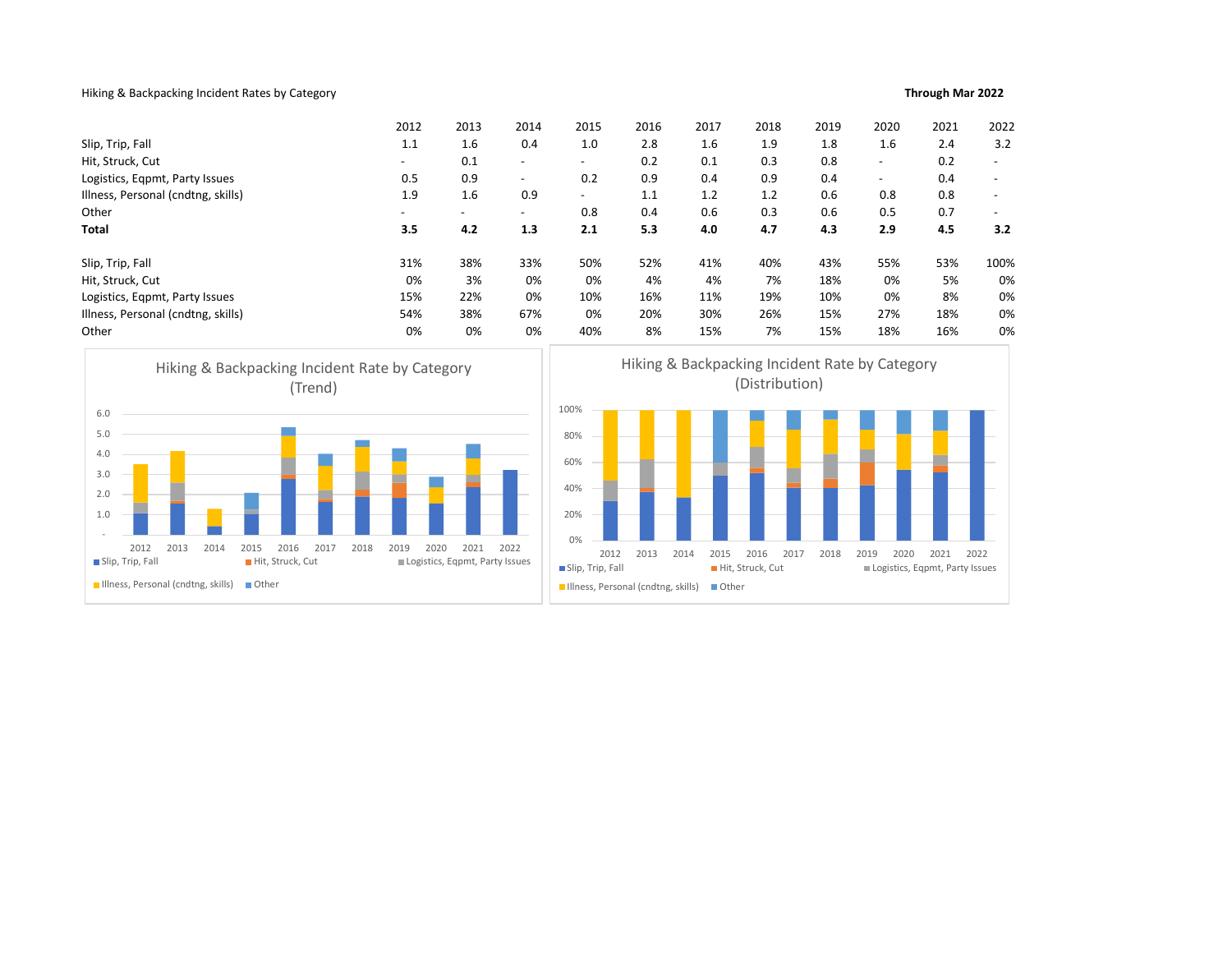Hiking & Backpacking Incident Rates by Category

**Through Mar 2022**

| | 2012 | 2013 | 2014 | 2015 | 2016 | 2017 | 2018 | 2019 | 2020 | 2021 | 2022 |
|---|---|---|---|---|---|---|---|---|---|---|---|
| Slip, Trip, Fall | 1.1 | 1.6 | 0.4 | 1.0 | 2.8 | 1.6 | 1.9 | 1.8 | 1.6 | 2.4 | 3.2 |
| Hit, Struck, Cut | - | 0.1 | - | - | 0.2 | 0.1 | 0.3 | 0.8 | - | 0.2 | - |
| Logistics, Eqpmt, Party Issues | 0.5 | 0.9 | - | 0.2 | 0.9 | 0.4 | 0.9 | 0.4 | - | 0.4 | - |
| Illness, Personal (cndtng, skills) | 1.9 | 1.6 | 0.9 | - | 1.1 | 1.2 | 1.2 | 0.6 | 0.8 | 0.8 | - |
| Other | - | - | - | 0.8 | 0.4 | 0.6 | 0.3 | 0.6 | 0.5 | 0.7 | - |
| **Total** | **3.5** | **4.2** | **1.3** | **2.1** | **5.3** | **4.0** | **4.7** | **4.3** | **2.9** | **4.5** | **3.2** |
| | | | | | | | | | | | |
| Slip, Trip, Fall | 31% | 38% | 33% | 50% | 52% | 41% | 40% | 43% | 55% | 53% | 100% |
| Hit, Struck, Cut | 0% | 3% | 0% | 0% | 4% | 4% | 7% | 18% | 0% | 5% | 0% |
| Logistics, Eqpmt, Party Issues | 15% | 22% | 0% | 10% | 16% | 11% | 19% | 10% | 0% | 8% | 0% |
| Illness, Personal (cndtng, skills) | 54% | 38% | 67% | 0% | 20% | 30% | 26% | 15% | 27% | 18% | 0% |
| Other | 0% | 0% | 0% | 40% | 8% | 15% | 7% | 15% | 18% | 16% | 0% |

Hiking & Backpacking Incident Rate by Category (Trend)

6.0
5.0
4.0
3.0
2.0
1.0
-

2012 2013 2014 2015 2016 2017 2018 2019 2020 2021 2022

Slip, Trip, Fall; Hit, Struck, Cut; Logistics, Eqpmt, Party Issues; Illness, Personal (cndtng, skills); Other

Hiking & Backpacking Incident Rate by Category (Distribution)

100%
80%
60%
40%
20%
0%

2012 2013 2014 2015 2016 2017 2018 2019 2020 2021 2022

Slip, Trip, Fall; Hit, Struck, Cut; Logistics, Eqpmt, Party Issues; Illness, Personal (cndtng, skills); Other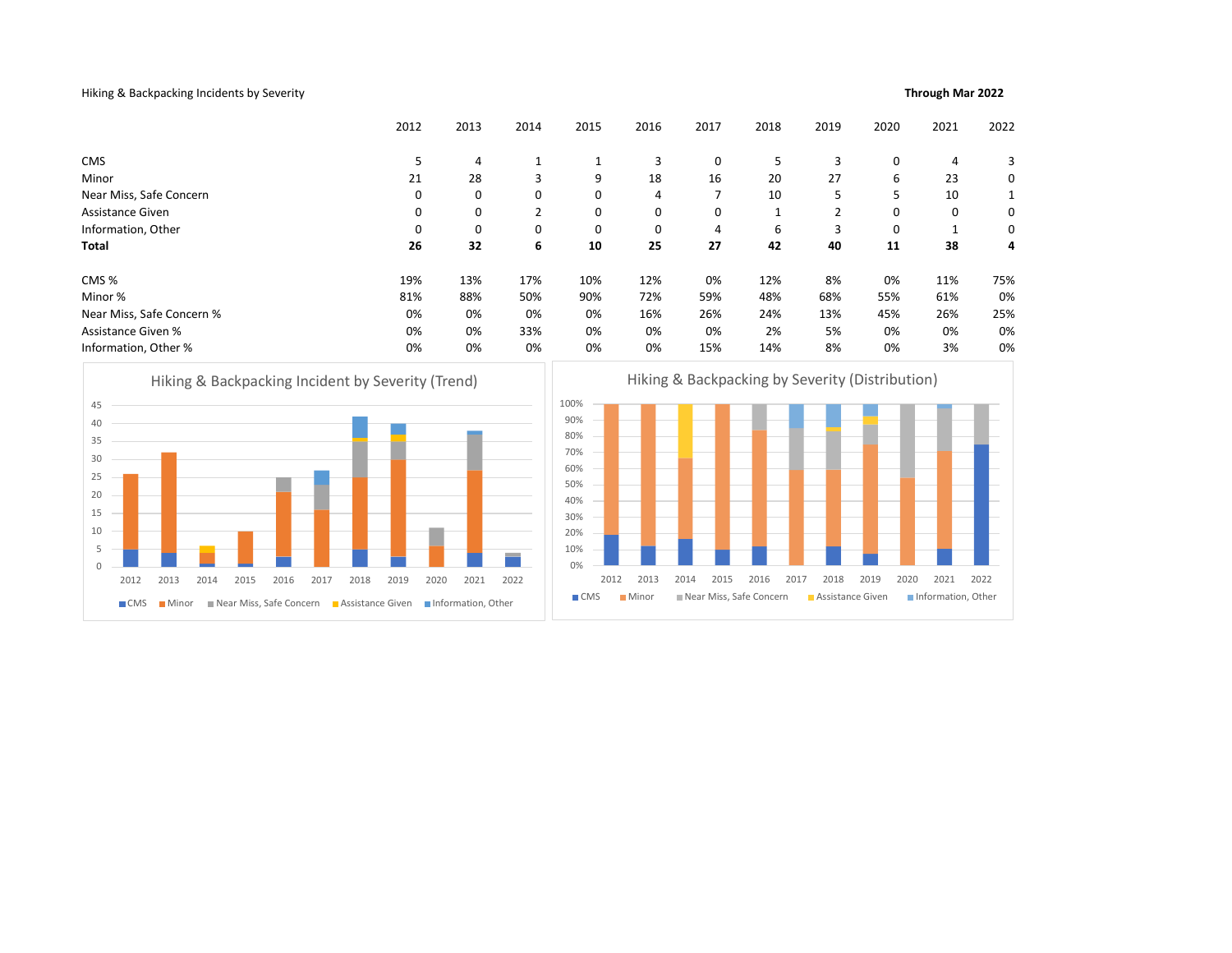Hiking & Backpacking Incidents by Severity

**Through Mar 2022**

| | 2012 | 2013 | 2014 | 2015 | 2016 | 2017 | 2018 | 2019 | 2020 | 2021 | 2022 |
|---|---|---|---|---|---|---|---|---|---|---|---|
| CMS | 5 | 4 | 1 | 1 | 3 | 0 | 5 | 3 | 0 | 4 | 3 |
| Minor | 21 | 28 | 3 | 9 | 18 | 16 | 20 | 27 | 6 | 23 | 0 |
| Near Miss, Safe Concern | 0 | 0 | 0 | 0 | 4 | 7 | 10 | 5 | 5 | 10 | 1 |
| Assistance Given | 0 | 0 | 2 | 0 | 0 | 0 | 1 | 2 | 0 | 0 | 0 |
| Information, Other | 0 | 0 | 0 | 0 | 0 | 4 | 6 | 3 | 0 | 1 | 0 |
| **Total** | **26** | **32** | **6** | **10** | **25** | **27** | **42** | **40** | **11** | **38** | **4** |
| | | | | | | | | | | | |
| CMS % | 19% | 13% | 17% | 10% | 12% | 0% | 12% | 8% | 0% | 11% | 75% |
| Minor % | 81% | 88% | 50% | 90% | 72% | 59% | 48% | 68% | 55% | 61% | 0% |
| Near Miss, Safe Concern % | 0% | 0% | 0% | 0% | 16% | 26% | 24% | 13% | 45% | 26% | 25% |
| Assistance Given % | 0% | 0% | 33% | 0% | 0% | 0% | 2% | 5% | 0% | 0% | 0% |
| Information, Other % | 0% | 0% | 0% | 0% | 0% | 15% | 14% | 8% | 0% | 3% | 0% |

Hiking & Backpacking Incident by Severity (Trend)

0 5 10 15 20 25 30 35 40 45

2012 2013 2014 2015 2016 2017 2018 2019 2020 2021 2022

CMS, Minor, Near Miss, Safe Concern, Assistance Given, Information, Other

Hiking & Backpacking by Severity (Distribution)

0% 10% 20% 30% 40% 50% 60% 70% 80% 90% 100%

2012 2013 2014 2015 2016 2017 2018 2019 2020 2021 2022

CMS, Minor, Near Miss, Safe Concern, Assistance Given, Information, Other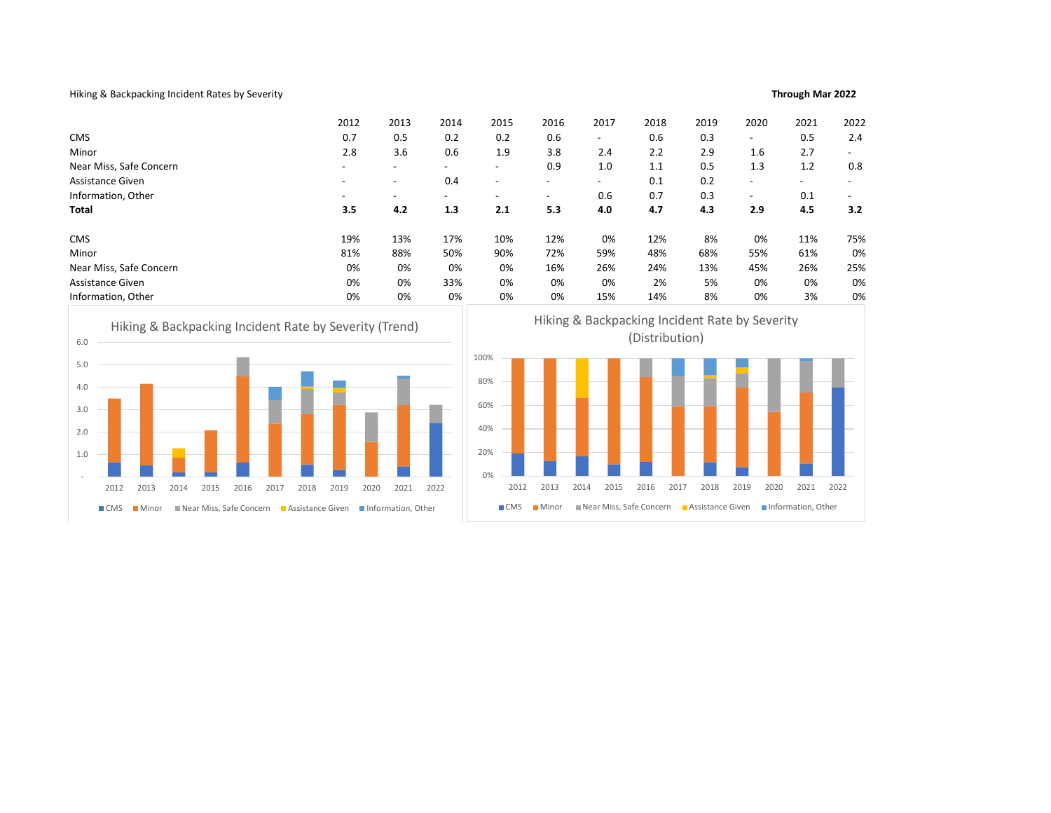Hiking & Backpacking Incident Rates by Severity

**Through Mar 2022**

| | 2012 | 2013 | 2014 | 2015 | 2016 | 2017 | 2018 | 2019 | 2020 | 2021 | 2022 |
|---|---|---|---|---|---|---|---|---|---|---|---|
| CMS | 0.7 | 0.5 | 0.2 | 0.2 | 0.6 | - | 0.6 | 0.3 | - | 0.5 | 2.4 |
| Minor | 2.8 | 3.6 | 0.6 | 1.9 | 3.8 | 2.4 | 2.2 | 2.9 | 1.6 | 2.7 | - |
| Near Miss, Safe Concern | - | - | - | - | 0.9 | 1.0 | 1.1 | 0.5 | 1.3 | 1.2 | 0.8 |
| Assistance Given | - | - | 0.4 | - | - | - | 0.1 | 0.2 | - | - | - |
| Information, Other | - | - | - | - | - | 0.6 | 0.7 | 0.3 | - | 0.1 | - |
| **Total** | **3.5** | **4.2** | **1.3** | **2.1** | **5.3** | **4.0** | **4.7** | **4.3** | **2.9** | **4.5** | **3.2** |
| | | | | | | | | | | | |
| CMS | 19% | 13% | 17% | 10% | 12% | 0% | 12% | 8% | 0% | 11% | 75% |
| Minor | 81% | 88% | 50% | 90% | 72% | 59% | 48% | 68% | 55% | 61% | 0% |
| Near Miss, Safe Concern | 0% | 0% | 0% | 0% | 16% | 26% | 24% | 13% | 45% | 26% | 25% |
| Assistance Given | 0% | 0% | 33% | 0% | 0% | 0% | 2% | 5% | 0% | 0% | 0% |
| Information, Other | 0% | 0% | 0% | 0% | 0% | 15% | 14% | 8% | 0% | 3% | 0% |

Hiking & Backpacking Incident Rate by Severity (Trend)

6.0
5.0
4.0
3.0
2.0
1.0
-

2012 2013 2014 2015 2016 2017 2018 2019 2020 2021 2022

CMS Minor Near Miss, Safe Concern Assistance Given Information, Other

Hiking & Backpacking Incident Rate by Severity (Distribution)

100%
80%
60%
40%
20%
0%

2012 2013 2014 2015 2016 2017 2018 2019 2020 2021 2022

CMS Minor Near Miss, Safe Concern Assistance Given Information, Other